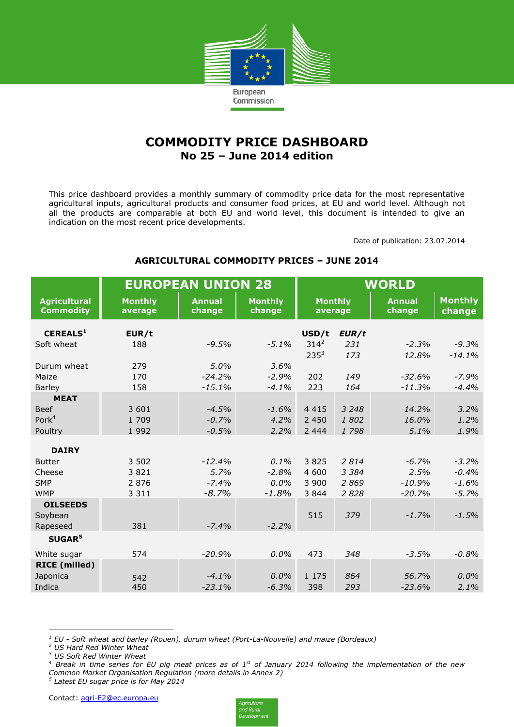# COMMODITY PRICE DASHBOARD
## No 25 – June 2014 edition

This price dashboard provides a monthly summary of commodity price data for the most representative agricultural inputs, agricultural products and consumer food prices, at EU and world level. Although not all the products are comparable at both EU and world level, this document is intended to give an indication on the most recent price developments.

Date of publication: 23.07.2014

### AGRICULTURAL COMMODITY PRICES – JUNE 2014

| Agricultural Commodity | EUROPEAN UNION 28 | | | WORLD | | | |
|---|---|---|---|---|---|---|---|
| | Monthly average | Annual change | Monthly change | Monthly average | | Annual change | Monthly change |
| **CEREALS**[1] | EUR/t | | | USD/t | *EUR/t* | | |
| Soft wheat | 188 | *-9.5%* | *-5.1%* | 314[2] | *231* | *-2.3%* | *-9.3%* |
| | | | | 235[3] | *173* | *12.8%* | *-14.1%* |
| Durum wheat | 279 | *5.0%* | *3.6%* | | | | |
| Maize | 170 | *-24.2%* | *-2.9%* | 202 | *149* | *-32.6%* | *-7.9%* |
| Barley | 158 | *-15.1%* | *-4.1%* | 223 | *164* | *-11.3%* | *-4.4%* |
| **MEAT** | | | | | | | |
| Beef | 3 601 | *-4.5%* | *-1.6%* | 4 415 | *3 248* | *14.2%* | *3.2%* |
| Pork[4] | 1 709 | *-0.7%* | *4.2%* | 2 450 | *1 802* | *16.0%* | *1.2%* |
| Poultry | 1 992 | *-0.5%* | *2.2%* | 2 444 | *1 798* | *5.1%* | *1.9%* |
| **DAIRY** | | | | | | | |
| Butter | 3 502 | *-12.4%* | *0.1%* | 3 825 | *2 814* | *-6.7%* | *-3.2%* |
| Cheese | 3 821 | *5.7%* | *-2.8%* | 4 600 | *3 384* | *2.5%* | *-0.4%* |
| SMP | 2 876 | *-7.4%* | *0.0%* | 3 900 | *2 869* | *-10.9%* | *-1.6%* |
| WMP | 3 311 | *-8.7%* | *-1.8%* | 3 844 | *2 828* | *-20.7%* | *-5.7%* |
| **OILSEEDS** | | | | | | | |
| Soybean | | | | 515 | *379* | *-1.7%* | *-1.5%* |
| Rapeseed | 381 | *-7.4%* | *-2.2%* | | | | |
| **SUGAR**[5] | | | | | | | |
| White sugar | 574 | *-20.9%* | *0.0%* | 473 | *348* | *-3.5%* | *-0.8%* |
| **RICE (milled)** | | | | | | | |
| Japonica | 542 | *-4.1%* | *0.0%* | 1 175 | *864* | *56.7%* | *0.0%* |
| Indica | 450 | *-23.1%* | *-6.3%* | 398 | *293* | *-23.6%* | *2.1%* |

---

*[1] EU - Soft wheat and barley (Rouen), durum wheat (Port-La-Nouvelle) and maize (Bordeaux)*
*[2] US Hard Red Winter Wheat*
*[3] US Soft Red Winter Wheat*
*[4] Break in time series for EU pig meat prices as of 1st of January 2014 following the implementation of the new Common Market Organisation Regulation (more details in Annex 2)*
*[5] Latest EU sugar price is for May 2014*

Contact: agri-E2@ec.europa.eu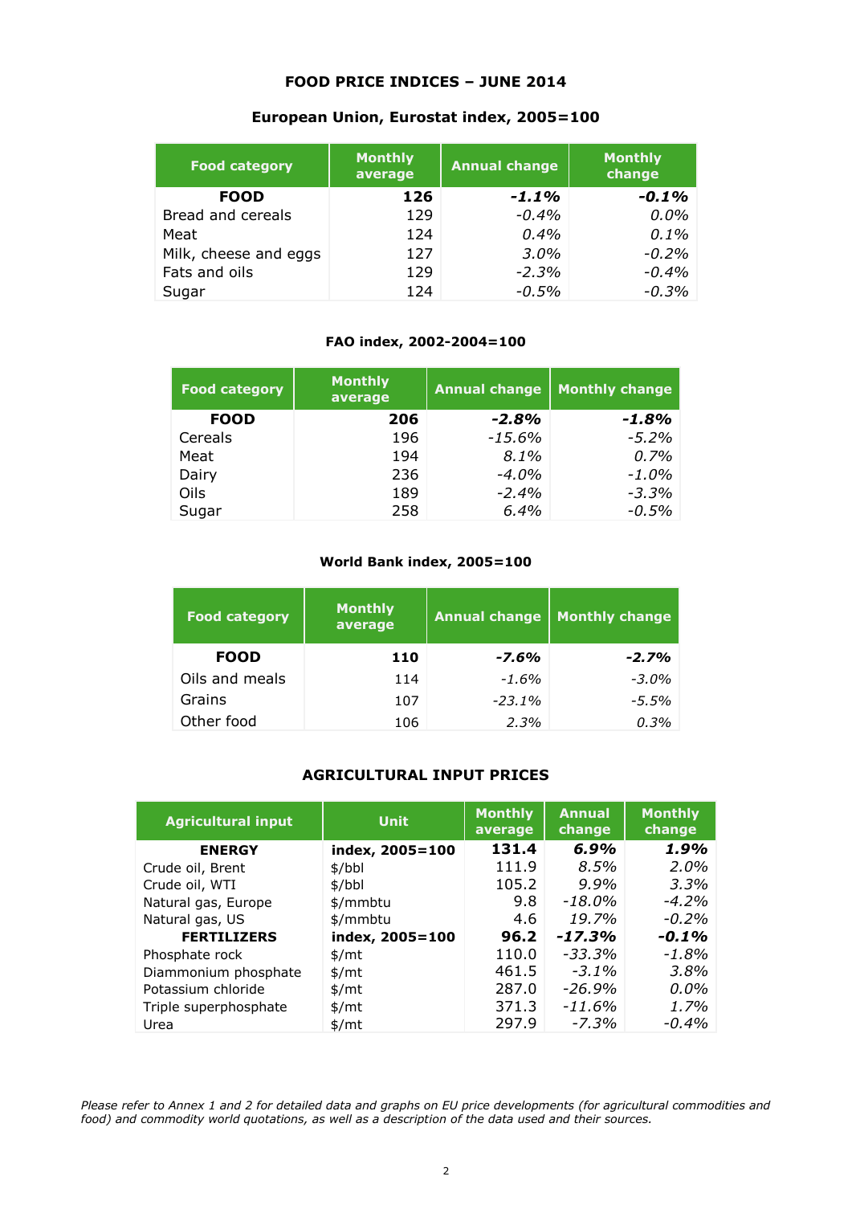# FOOD PRICE INDICES – JUNE 2014

### European Union, Eurostat index, 2005=100

| Food category | Monthly average | Annual change | Monthly change |
|---|---|---|---|
| **FOOD** | **126** | ***-1.1%*** | ***-0.1%*** |
| Bread and cereals | 129 | *-0.4%* | *0.0%* |
| Meat | 124 | *0.4%* | *0.1%* |
| Milk, cheese and eggs | 127 | *3.0%* | *-0.2%* |
| Fats and oils | 129 | *-2.3%* | *-0.4%* |
| Sugar | 124 | *-0.5%* | *-0.3%* |

### FAO index, 2002-2004=100

| Food category | Monthly average | Annual change | Monthly change |
|---|---|---|---|
| **FOOD** | **206** | ***-2.8%*** | ***-1.8%*** |
| Cereals | 196 | *-15.6%* | *-5.2%* |
| Meat | 194 | *8.1%* | *0.7%* |
| Dairy | 236 | *-4.0%* | *-1.0%* |
| Oils | 189 | *-2.4%* | *-3.3%* |
| Sugar | 258 | *6.4%* | *-0.5%* |

### World Bank index, 2005=100

| Food category | Monthly average | Annual change | Monthly change |
|---|---|---|---|
| **FOOD** | **110** | ***-7.6%*** | ***-2.7%*** |
| Oils and meals | 114 | *-1.6%* | *-3.0%* |
| Grains | 107 | *-23.1%* | *-5.5%* |
| Other food | 106 | *2.3%* | *0.3%* |

## AGRICULTURAL INPUT PRICES

| Agricultural input | Unit | Monthly average | Annual change | Monthly change |
|---|---|---|---|---|
| **ENERGY** | **index, 2005=100** | **131.4** | ***6.9%*** | ***1.9%*** |
| Crude oil, Brent | $/bbl | 111.9 | *8.5%* | *2.0%* |
| Crude oil, WTI | $/bbl | 105.2 | *9.9%* | *3.3%* |
| Natural gas, Europe | $/mmbtu | 9.8 | *-18.0%* | *-4.2%* |
| Natural gas, US | $/mmbtu | 4.6 | *19.7%* | *-0.2%* |
| **FERTILIZERS** | **index, 2005=100** | **96.2** | ***-17.3%*** | ***-0.1%*** |
| Phosphate rock | $/mt | 110.0 | *-33.3%* | *-1.8%* |
| Diammonium phosphate | $/mt | 461.5 | *-3.1%* | *3.8%* |
| Potassium chloride | $/mt | 287.0 | *-26.9%* | *0.0%* |
| Triple superphosphate | $/mt | 371.3 | *-11.6%* | *1.7%* |
| Urea | $/mt | 297.9 | *-7.3%* | *-0.4%* |

*Please refer to Annex 1 and 2 for detailed data and graphs on EU price developments (for agricultural commodities and food) and commodity world quotations, as well as a description of the data used and their sources.*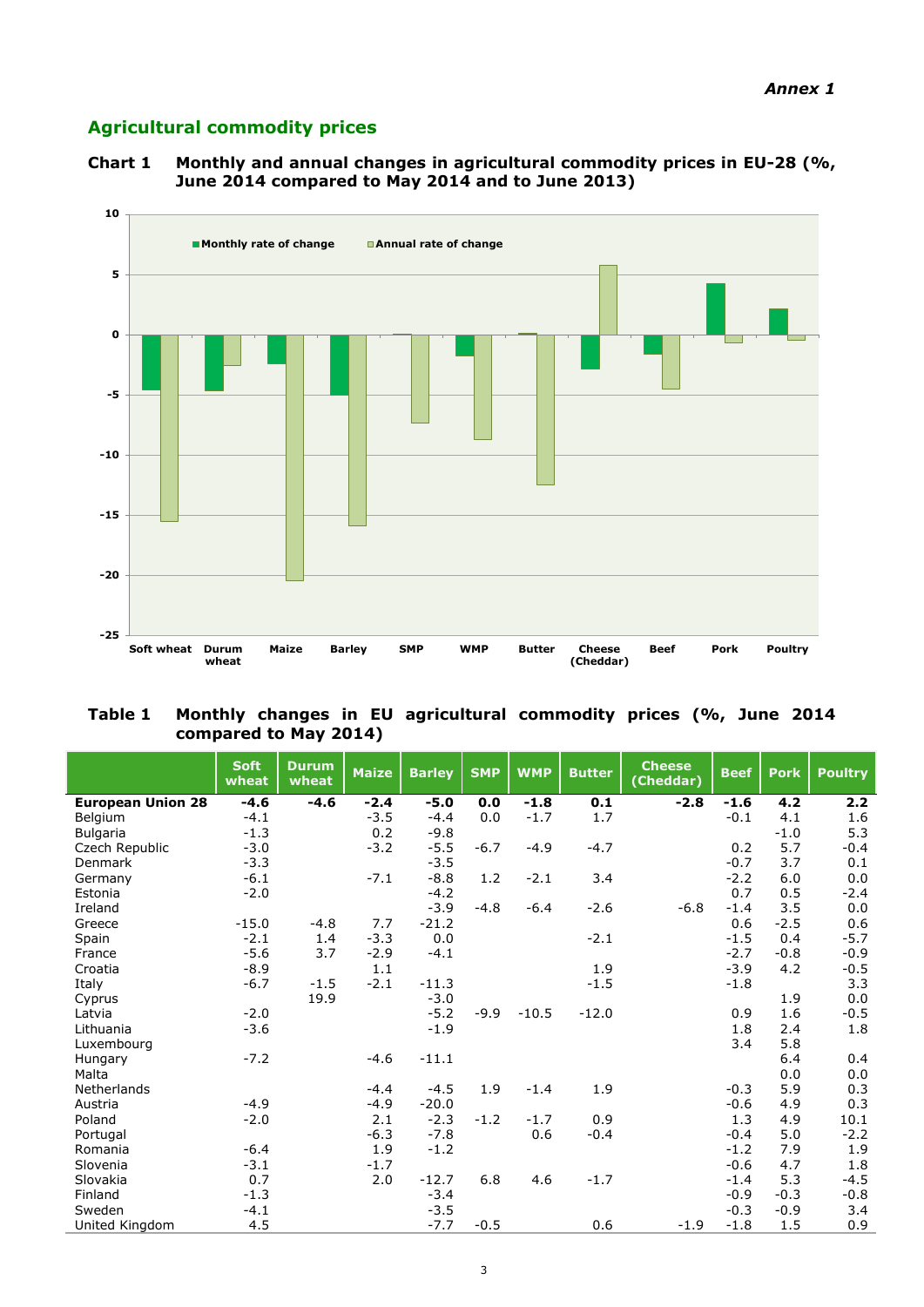*Annex 1*

## Agricultural commodity prices

**Chart 1 Monthly and annual changes in agricultural commodity prices in EU-28 (%, June 2014 compared to May 2014 and to June 2013)**

**Table 1 Monthly changes in EU agricultural commodity prices (%, June 2014 compared to May 2014)**

| | Soft wheat | Durum wheat | Maize | Barley | SMP | WMP | Butter | Cheese (Cheddar) | Beef | Pork | Poultry |
|---|---|---|---|---|---|---|---|---|---|---|---|
| **European Union 28** | **-4.6** | **-4.6** | **-2.4** | **-5.0** | **0.0** | **-1.8** | **0.1** | **-2.8** | **-1.6** | **4.2** | **2.2** |
| Belgium | -4.1 | | -3.5 | -4.4 | 0.0 | -1.7 | 1.7 | | -0.1 | 4.1 | 1.6 |
| Bulgaria | -1.3 | | 0.2 | -9.8 | | | | | | -1.0 | 5.3 |
| Czech Republic | -3.0 | | -3.2 | -5.5 | -6.7 | -4.9 | -4.7 | | 0.2 | 5.7 | -0.4 |
| Denmark | -3.3 | | | -3.5 | | | | | -0.7 | 3.7 | 0.1 |
| Germany | -6.1 | | -7.1 | -8.8 | 1.2 | -2.1 | 3.4 | | -2.2 | 6.0 | 0.0 |
| Estonia | -2.0 | | | -4.2 | | | | | 0.7 | 0.5 | -2.4 |
| Ireland | | | | -3.9 | -4.8 | -6.4 | -2.6 | -6.8 | -1.4 | 3.5 | 0.0 |
| Greece | -15.0 | -4.8 | 7.7 | -21.2 | | | | | 0.6 | -2.5 | 0.6 |
| Spain | -2.1 | 1.4 | -3.3 | 0.0 | | | -2.1 | | -1.5 | 0.4 | -5.7 |
| France | -5.6 | 3.7 | -2.9 | -4.1 | | | | | -2.7 | -0.8 | -0.9 |
| Croatia | -8.9 | | 1.1 | | | | 1.9 | | -3.9 | 4.2 | -0.5 |
| Italy | -6.7 | -1.5 | -2.1 | -11.3 | | | -1.5 | | -1.8 | | 3.3 |
| Cyprus | | 19.9 | | -3.0 | | | | | | 1.9 | 0.0 |
| Latvia | -2.0 | | | -5.2 | -9.9 | -10.5 | -12.0 | | 0.9 | 1.6 | -0.5 |
| Lithuania | -3.6 | | | -1.9 | | | | | 1.8 | 2.4 | 1.8 |
| Luxembourg | | | | | | | | | 3.4 | 5.8 | |
| Hungary | -7.2 | | -4.6 | -11.1 | | | | | | 6.4 | 0.4 |
| Malta | | | | | | | | | | 0.0 | 0.0 |
| Netherlands | | | -4.4 | -4.5 | 1.9 | -1.4 | 1.9 | | -0.3 | 5.9 | 0.3 |
| Austria | -4.9 | | -4.9 | -20.0 | | | | | -0.6 | 4.9 | 0.3 |
| Poland | -2.0 | | 2.1 | -2.3 | -1.2 | -1.7 | 0.9 | | 1.3 | 4.9 | 10.1 |
| Portugal | | | -6.3 | -7.8 | | 0.6 | -0.4 | | -0.4 | 5.0 | -2.2 |
| Romania | -6.4 | | 1.9 | -1.2 | | | | | -1.2 | 7.9 | 1.9 |
| Slovenia | -3.1 | | -1.7 | | | | | | -0.6 | 4.7 | 1.8 |
| Slovakia | 0.7 | | 2.0 | -12.7 | 6.8 | 4.6 | -1.7 | | -1.4 | 5.3 | -4.5 |
| Finland | -1.3 | | | -3.4 | | | | | -0.9 | -0.3 | -0.8 |
| Sweden | -4.1 | | | -3.5 | | | | | -0.3 | -0.9 | 3.4 |
| United Kingdom | 4.5 | | | -7.7 | -0.5 | | 0.6 | -1.9 | -1.8 | 1.5 | 0.9 |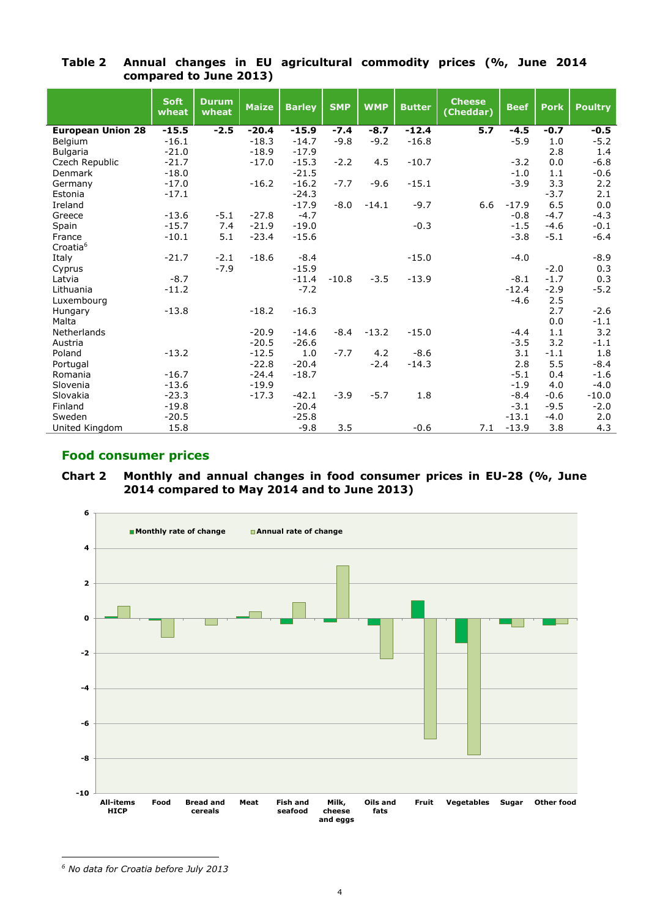**Table 2 Annual changes in EU agricultural commodity prices (%, June 2014 compared to June 2013)**

| | Soft wheat | Durum wheat | Maize | Barley | SMP | WMP | Butter | Cheese (Cheddar) | Beef | Pork | Poultry |
|---|---|---|---|---|---|---|---|---|---|---|---|
| **European Union 28** | **-15.5** | **-2.5** | **-20.4** | **-15.9** | **-7.4** | **-8.7** | **-12.4** | **5.7** | **-4.5** | **-0.7** | **-0.5** |
| Belgium | -16.1 | | -18.3 | -14.7 | -9.8 | -9.2 | -16.8 | | -5.9 | 1.0 | -5.2 |
| Bulgaria | -21.0 | | -18.9 | -17.9 | | | | | | 2.8 | 1.4 |
| Czech Republic | -21.7 | | -17.0 | -15.3 | -2.2 | 4.5 | -10.7 | | -3.2 | 0.0 | -6.8 |
| Denmark | -18.0 | | | -21.5 | | | | | -1.0 | 1.1 | -0.6 |
| Germany | -17.0 | | -16.2 | -16.2 | -7.7 | -9.6 | -15.1 | | -3.9 | 3.3 | 2.2 |
| Estonia | -17.1 | | | -24.3 | | | | | | -3.7 | 2.1 |
| Ireland | | | | -17.9 | -8.0 | -14.1 | -9.7 | 6.6 | -17.9 | 6.5 | 0.0 |
| Greece | -13.6 | -5.1 | -27.8 | -4.7 | | | | | -0.8 | -4.7 | -4.3 |
| Spain | -15.7 | 7.4 | -21.9 | -19.0 | | | -0.3 | | -1.5 | -4.6 | -0.1 |
| France | -10.1 | 5.1 | -23.4 | -15.6 | | | | | -3.8 | -5.1 | -6.4 |
| Croatia[6] | | | | | | | | | | | |
| Italy | -21.7 | -2.1 | -18.6 | -8.4 | | | -15.0 | | -4.0 | | -8.9 |
| Cyprus | | -7.9 | | -15.9 | | | | | | -2.0 | 0.3 |
| Latvia | -8.7 | | | -11.4 | -10.8 | -3.5 | -13.9 | | -8.1 | -1.7 | 0.3 |
| Lithuania | -11.2 | | | -7.2 | | | | | -12.4 | -2.9 | -5.2 |
| Luxembourg | | | | | | | | | -4.6 | 2.5 | |
| Hungary | -13.8 | | -18.2 | -16.3 | | | | | | 2.7 | -2.6 |
| Malta | | | | | | | | | | 0.0 | -1.1 |
| Netherlands | | | -20.9 | -14.6 | -8.4 | -13.2 | -15.0 | | -4.4 | 1.1 | 3.2 |
| Austria | | | -20.5 | -26.6 | | | | | -3.5 | 3.2 | -1.1 |
| Poland | -13.2 | | -12.5 | 1.0 | -7.7 | 4.2 | -8.6 | | 3.1 | -1.1 | 1.8 |
| Portugal | | | -22.8 | -20.4 | | -2.4 | -14.3 | | 2.8 | 5.5 | -8.4 |
| Romania | -16.7 | | -24.4 | -18.7 | | | | | -5.1 | 0.4 | -1.6 |
| Slovenia | -13.6 | | -19.9 | | | | | | -1.9 | 4.0 | -4.0 |
| Slovakia | -23.3 | | -17.3 | -42.1 | -3.9 | -5.7 | 1.8 | | -8.4 | -0.6 | -10.0 |
| Finland | -19.8 | | | -20.4 | | | | | -3.1 | -9.5 | -2.0 |
| Sweden | -20.5 | | | -25.8 | | | | | -13.1 | -4.0 | 2.0 |
| United Kingdom | 15.8 | | | -9.8 | 3.5 | | -0.6 | 7.1 | -13.9 | 3.8 | 4.3 |

## Food consumer prices

**Chart 2 Monthly and annual changes in food consumer prices in EU-28 (%, June 2014 compared to May 2014 and to June 2013)**

[6] *No data for Croatia before July 2013*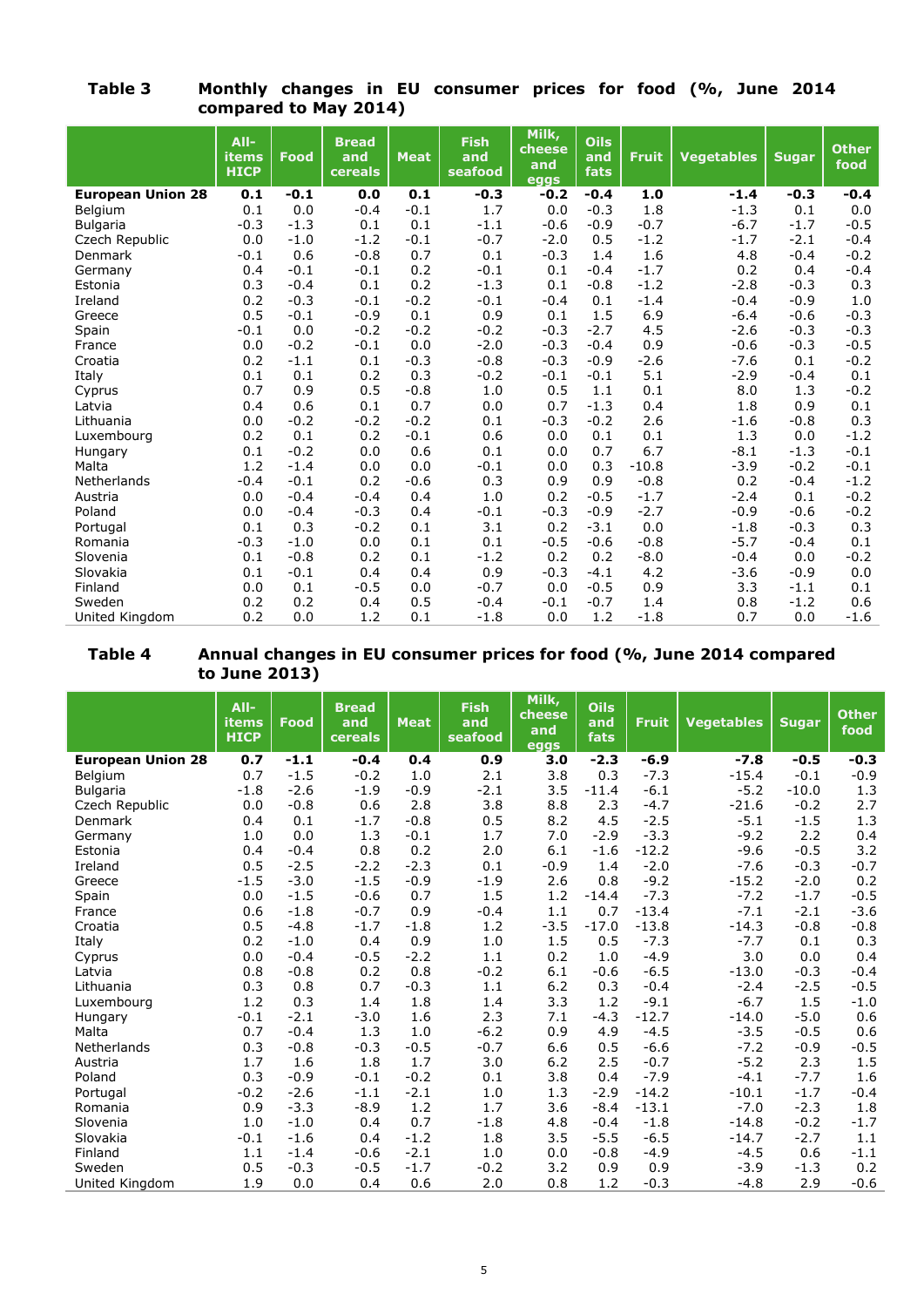**Table 3 Monthly changes in EU consumer prices for food (%, June 2014 compared to May 2014)**

| | All-items HICP | Food | Bread and cereals | Meat | Fish and seafood | Milk, cheese and eggs | Oils and fats | Fruit | Vegetables | Sugar | Other food |
|---|---|---|---|---|---|---|---|---|---|---|---|
| **European Union 28** | **0.1** | **-0.1** | **0.0** | **0.1** | **-0.3** | **-0.2** | **-0.4** | **1.0** | **-1.4** | **-0.3** | **-0.4** |
| Belgium | 0.1 | 0.0 | -0.4 | -0.1 | 1.7 | 0.0 | -0.3 | 1.8 | -1.3 | 0.1 | 0.0 |
| Bulgaria | -0.3 | -1.3 | 0.1 | 0.1 | -1.1 | -0.6 | -0.9 | -0.7 | -6.7 | -1.7 | -0.5 |
| Czech Republic | 0.0 | -1.0 | -1.2 | -0.1 | -0.7 | -2.0 | 0.5 | -1.2 | -1.7 | -2.1 | -0.4 |
| Denmark | -0.1 | 0.6 | -0.8 | 0.7 | 0.1 | -0.3 | 1.4 | 1.6 | 4.8 | -0.4 | -0.2 |
| Germany | 0.4 | -0.1 | -0.1 | 0.2 | -0.1 | 0.1 | -0.4 | -1.7 | 0.2 | 0.4 | -0.4 |
| Estonia | 0.3 | -0.4 | 0.1 | 0.2 | -1.3 | 0.1 | -0.8 | -1.2 | -2.8 | -0.3 | 0.3 |
| Ireland | 0.2 | -0.3 | -0.1 | -0.2 | -0.1 | -0.4 | 0.1 | -1.4 | -0.4 | -0.9 | 1.0 |
| Greece | 0.5 | -0.1 | -0.9 | 0.1 | 0.9 | 0.1 | 1.5 | 6.9 | -6.4 | -0.6 | -0.3 |
| Spain | -0.1 | 0.0 | -0.2 | -0.2 | -0.2 | -0.3 | -2.7 | 4.5 | -2.6 | -0.3 | -0.3 |
| France | 0.0 | -0.2 | -0.1 | 0.0 | -2.0 | -0.3 | -0.4 | 0.9 | -0.6 | -0.3 | -0.5 |
| Croatia | 0.2 | -1.1 | 0.1 | -0.3 | -0.8 | -0.3 | -0.9 | -2.6 | -7.6 | 0.1 | -0.2 |
| Italy | 0.1 | 0.1 | 0.2 | 0.3 | -0.2 | -0.1 | -0.1 | 5.1 | -2.9 | -0.4 | 0.1 |
| Cyprus | 0.7 | 0.9 | 0.5 | -0.8 | 1.0 | 0.5 | 1.1 | 0.1 | 8.0 | 1.3 | -0.2 |
| Latvia | 0.4 | 0.6 | 0.1 | 0.7 | 0.0 | 0.7 | -1.3 | 0.4 | 1.8 | 0.9 | 0.1 |
| Lithuania | 0.0 | -0.2 | -0.2 | -0.2 | 0.1 | -0.3 | -0.2 | 2.6 | -1.6 | -0.8 | 0.3 |
| Luxembourg | 0.2 | 0.1 | 0.2 | -0.1 | 0.6 | 0.0 | 0.1 | 0.1 | 1.3 | 0.0 | -1.2 |
| Hungary | 0.1 | -0.2 | 0.0 | 0.6 | 0.1 | 0.0 | 0.7 | 6.7 | -8.1 | -1.3 | -0.1 |
| Malta | 1.2 | -1.4 | 0.0 | 0.0 | -0.1 | 0.0 | 0.3 | -10.8 | -3.9 | -0.2 | -0.1 |
| Netherlands | -0.4 | -0.1 | 0.2 | -0.6 | 0.3 | 0.9 | 0.9 | -0.8 | 0.2 | -0.4 | -1.2 |
| Austria | 0.0 | -0.4 | -0.4 | 0.4 | 1.0 | 0.2 | -0.5 | -1.7 | -2.4 | 0.1 | -0.2 |
| Poland | 0.0 | -0.4 | -0.3 | 0.4 | -0.1 | -0.3 | -0.9 | -2.7 | -0.9 | -0.6 | -0.2 |
| Portugal | 0.1 | 0.3 | -0.2 | 0.1 | 3.1 | 0.2 | -3.1 | 0.0 | -1.8 | -0.3 | 0.3 |
| Romania | -0.3 | -1.0 | 0.0 | 0.1 | 0.1 | -0.5 | -0.6 | -0.8 | -5.7 | -0.4 | 0.1 |
| Slovenia | 0.1 | -0.8 | 0.2 | 0.1 | -1.2 | 0.2 | 0.2 | -8.0 | -0.4 | 0.0 | -0.2 |
| Slovakia | 0.1 | -0.1 | 0.4 | 0.4 | 0.9 | -0.3 | -4.1 | 4.2 | -3.6 | -0.9 | 0.0 |
| Finland | 0.0 | 0.1 | -0.5 | 0.0 | -0.7 | 0.0 | -0.5 | 0.9 | 3.3 | -1.1 | 0.1 |
| Sweden | 0.2 | 0.2 | 0.4 | 0.5 | -0.4 | -0.1 | -0.7 | 1.4 | 0.8 | -1.2 | 0.6 |
| United Kingdom | 0.2 | 0.0 | 1.2 | 0.1 | -1.8 | 0.0 | 1.2 | -1.8 | 0.7 | 0.0 | -1.6 |

**Table 4 Annual changes in EU consumer prices for food (%, June 2014 compared to June 2013)**

| | All-items HICP | Food | Bread and cereals | Meat | Fish and seafood | Milk, cheese and eggs | Oils and fats | Fruit | Vegetables | Sugar | Other food |
|---|---|---|---|---|---|---|---|---|---|---|---|
| **European Union 28** | **0.7** | **-1.1** | **-0.4** | **0.4** | **0.9** | **3.0** | **-2.3** | **-6.9** | **-7.8** | **-0.5** | **-0.3** |
| Belgium | 0.7 | -1.5 | -0.2 | 1.0 | 2.1 | 3.8 | 0.3 | -7.3 | -15.4 | -0.1 | -0.9 |
| Bulgaria | -1.8 | -2.6 | -1.9 | -0.9 | -2.1 | 3.5 | -11.4 | -6.1 | -5.2 | -10.0 | 1.3 |
| Czech Republic | 0.0 | -0.8 | 0.6 | 2.8 | 3.8 | 8.8 | 2.3 | -4.7 | -21.6 | -0.2 | 2.7 |
| Denmark | 0.4 | 0.1 | -1.7 | -0.8 | 0.5 | 8.2 | 4.5 | -2.5 | -5.1 | -1.5 | 1.3 |
| Germany | 1.0 | 0.0 | 1.3 | -0.1 | 1.7 | 7.0 | -2.9 | -3.3 | -9.2 | 2.2 | 0.4 |
| Estonia | 0.4 | -0.4 | 0.8 | 0.2 | 2.0 | 6.1 | -1.6 | -12.2 | -9.6 | -0.5 | 3.2 |
| Ireland | 0.5 | -2.5 | -2.2 | -2.3 | 0.1 | -0.9 | 1.4 | -2.0 | -7.6 | -0.3 | -0.7 |
| Greece | -1.5 | -3.0 | -1.5 | -0.9 | -1.9 | 2.6 | 0.8 | -9.2 | -15.2 | -2.0 | 0.2 |
| Spain | 0.0 | -1.5 | -0.6 | 0.7 | 1.5 | 1.2 | -14.4 | -7.3 | -7.2 | -1.7 | -0.5 |
| France | 0.6 | -1.8 | -0.7 | 0.9 | -0.4 | 1.1 | 0.7 | -13.4 | -7.1 | -2.1 | -3.6 |
| Croatia | 0.5 | -4.8 | -1.7 | -1.8 | 1.2 | -3.5 | -17.0 | -13.8 | -14.3 | -0.8 | -0.8 |
| Italy | 0.2 | -1.0 | 0.4 | 0.9 | 1.0 | 1.5 | 0.5 | -7.3 | -7.7 | 0.1 | 0.3 |
| Cyprus | 0.0 | -0.4 | -0.5 | -2.2 | 1.1 | 0.2 | 1.0 | -4.9 | 3.0 | 0.0 | 0.4 |
| Latvia | 0.8 | -0.8 | 0.2 | 0.8 | -0.2 | 6.1 | -0.6 | -6.5 | -13.0 | -0.3 | -0.4 |
| Lithuania | 0.3 | 0.8 | 0.7 | -0.3 | 1.1 | 6.2 | 0.3 | -0.4 | -2.4 | -2.5 | -0.5 |
| Luxembourg | 1.2 | 0.3 | 1.4 | 1.8 | 1.4 | 3.3 | 1.2 | -9.1 | -6.7 | 1.5 | -1.0 |
| Hungary | -0.1 | -2.1 | -3.0 | 1.6 | 2.3 | 7.1 | -4.3 | -12.7 | -14.0 | -5.0 | 0.6 |
| Malta | 0.7 | -0.4 | 1.3 | 1.0 | -6.2 | 0.9 | 4.9 | -4.5 | -3.5 | -0.5 | 0.6 |
| Netherlands | 0.3 | -0.8 | -0.3 | -0.5 | -0.7 | 6.6 | 0.5 | -6.6 | -7.2 | -0.9 | -0.5 |
| Austria | 1.7 | 1.6 | 1.8 | 1.7 | 3.0 | 6.2 | 2.5 | -0.7 | -5.2 | 2.3 | 1.5 |
| Poland | 0.3 | -0.9 | -0.1 | -0.2 | 0.1 | 3.8 | 0.4 | -7.9 | -4.1 | -7.7 | 1.6 |
| Portugal | -0.2 | -2.6 | -1.1 | -2.1 | 1.0 | 1.3 | -2.9 | -14.2 | -10.1 | -1.7 | -0.4 |
| Romania | 0.9 | -3.3 | -8.9 | 1.2 | 1.7 | 3.6 | -8.4 | -13.1 | -7.0 | -2.3 | 1.8 |
| Slovenia | 1.0 | -1.0 | 0.4 | 0.7 | -1.8 | 4.8 | -0.4 | -1.8 | -14.8 | -0.2 | -1.7 |
| Slovakia | -0.1 | -1.6 | 0.4 | -1.2 | 1.8 | 3.5 | -5.5 | -6.5 | -14.7 | -2.7 | 1.1 |
| Finland | 1.1 | -1.4 | -0.6 | -2.1 | 1.0 | 0.0 | -0.8 | -4.9 | -4.5 | 0.6 | -1.1 |
| Sweden | 0.5 | -0.3 | -0.5 | -1.7 | -0.2 | 3.2 | 0.9 | 0.9 | -3.9 | -1.3 | 0.2 |
| United Kingdom | 1.9 | 0.0 | 0.4 | 0.6 | 2.0 | 0.8 | 1.2 | -0.3 | -4.8 | 2.9 | -0.6 |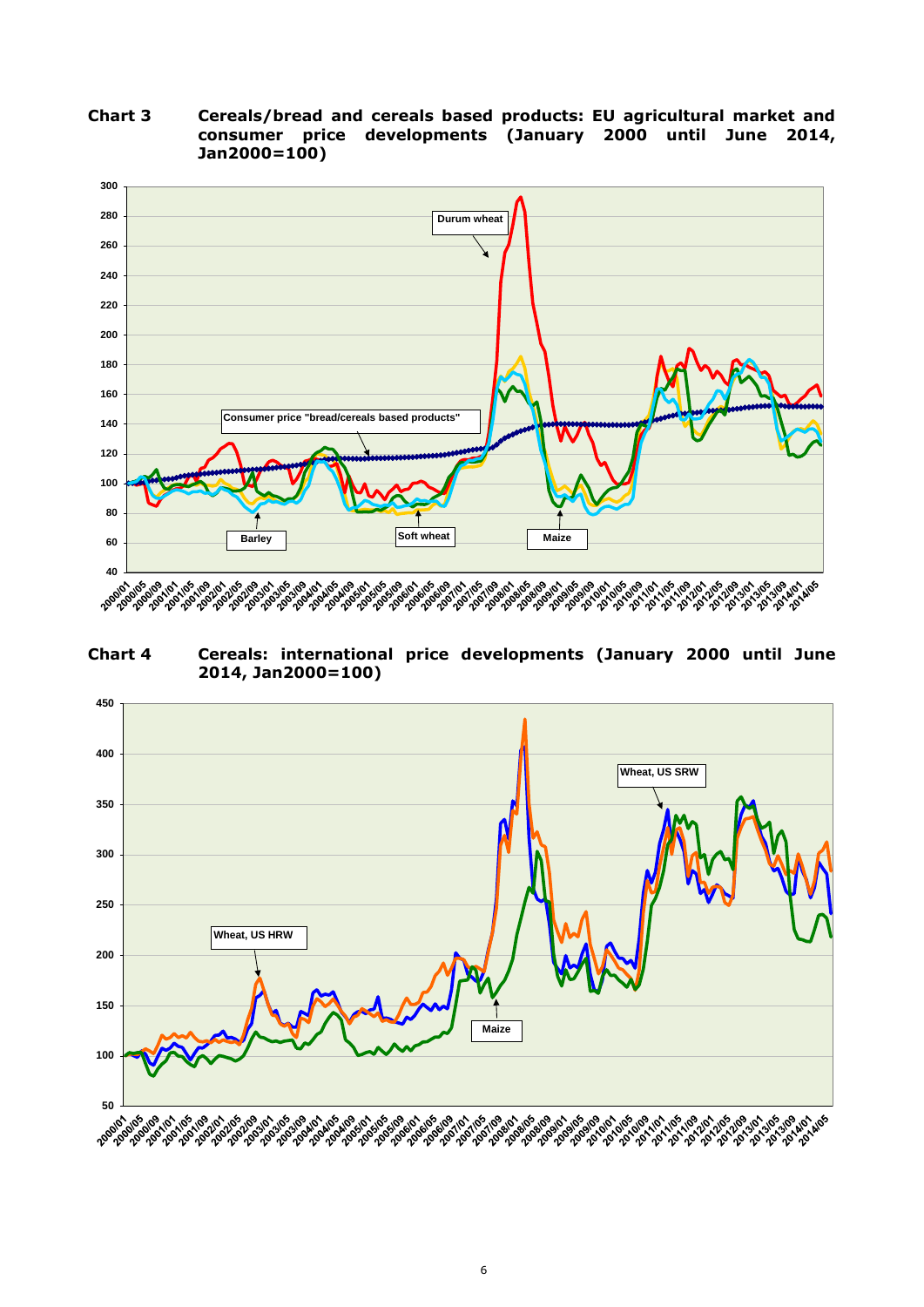**Chart 3** **Cereals/bread and cereals based products: EU agricultural market and consumer price developments (January 2000 until June 2014, Jan2000=100)**

**Chart 4** **Cereals: international price developments (January 2000 until June 2014, Jan2000=100)**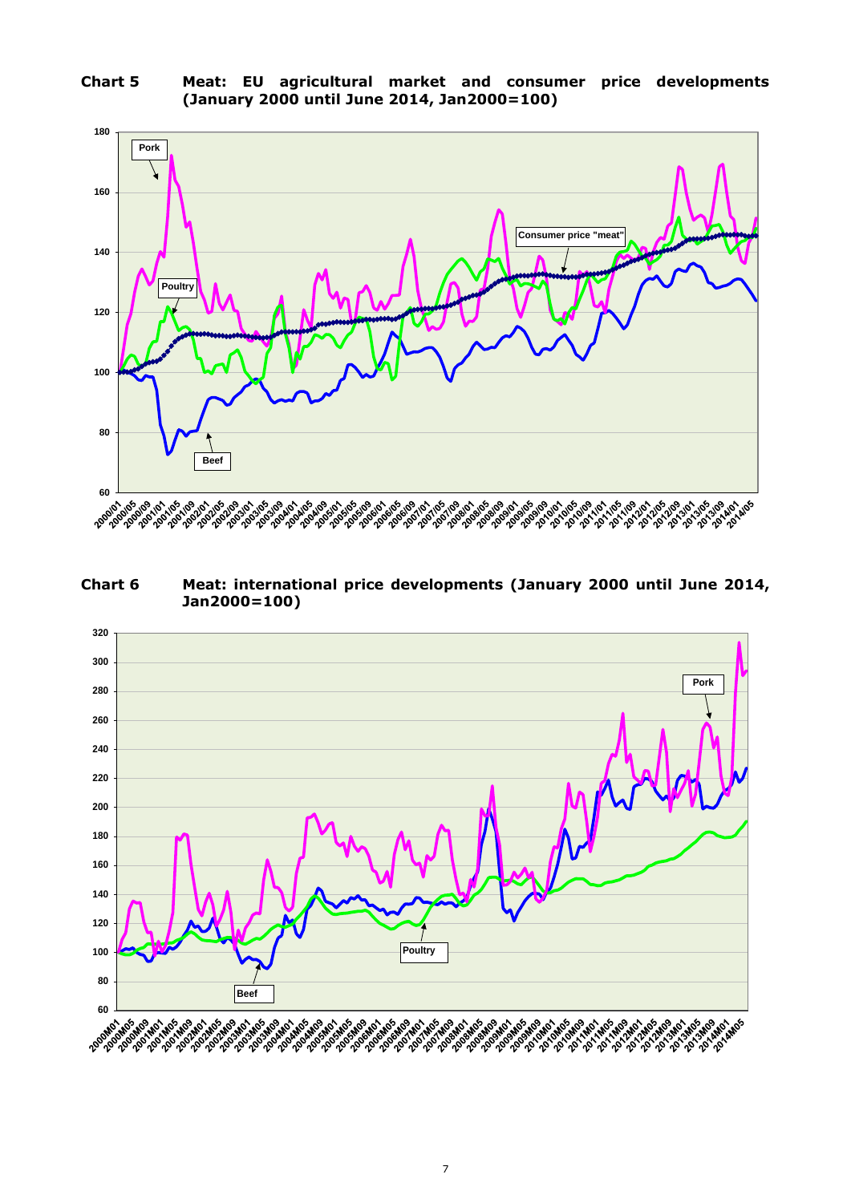**Chart 5 Meat: EU agricultural market and consumer price developments (January 2000 until June 2014, Jan2000=100)**

**Chart 6 Meat: international price developments (January 2000 until June 2014, Jan2000=100)**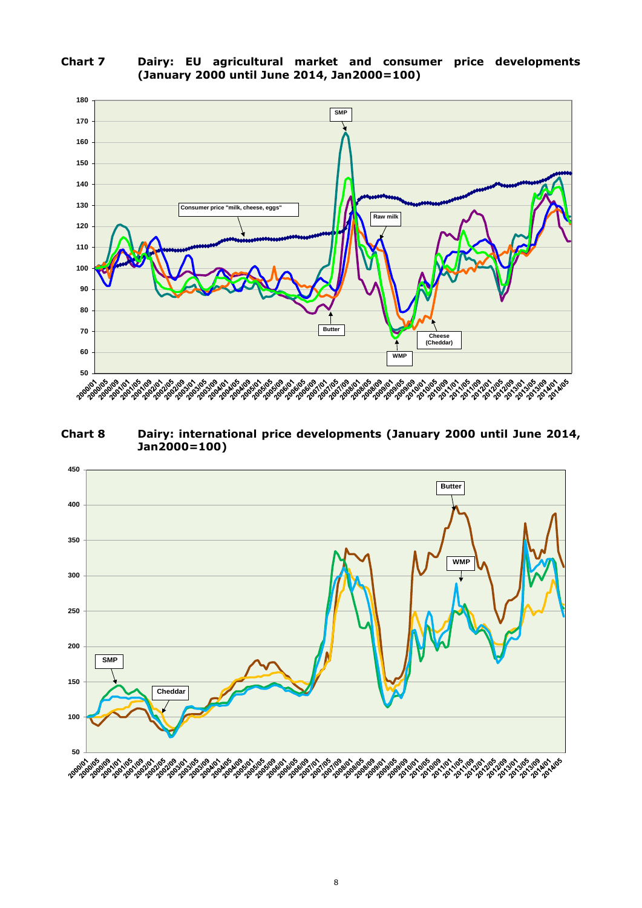**Chart 7 Dairy: EU agricultural market and consumer price developments (January 2000 until June 2014, Jan2000=100)**

**Chart 8 Dairy: international price developments (January 2000 until June 2014, Jan2000=100)**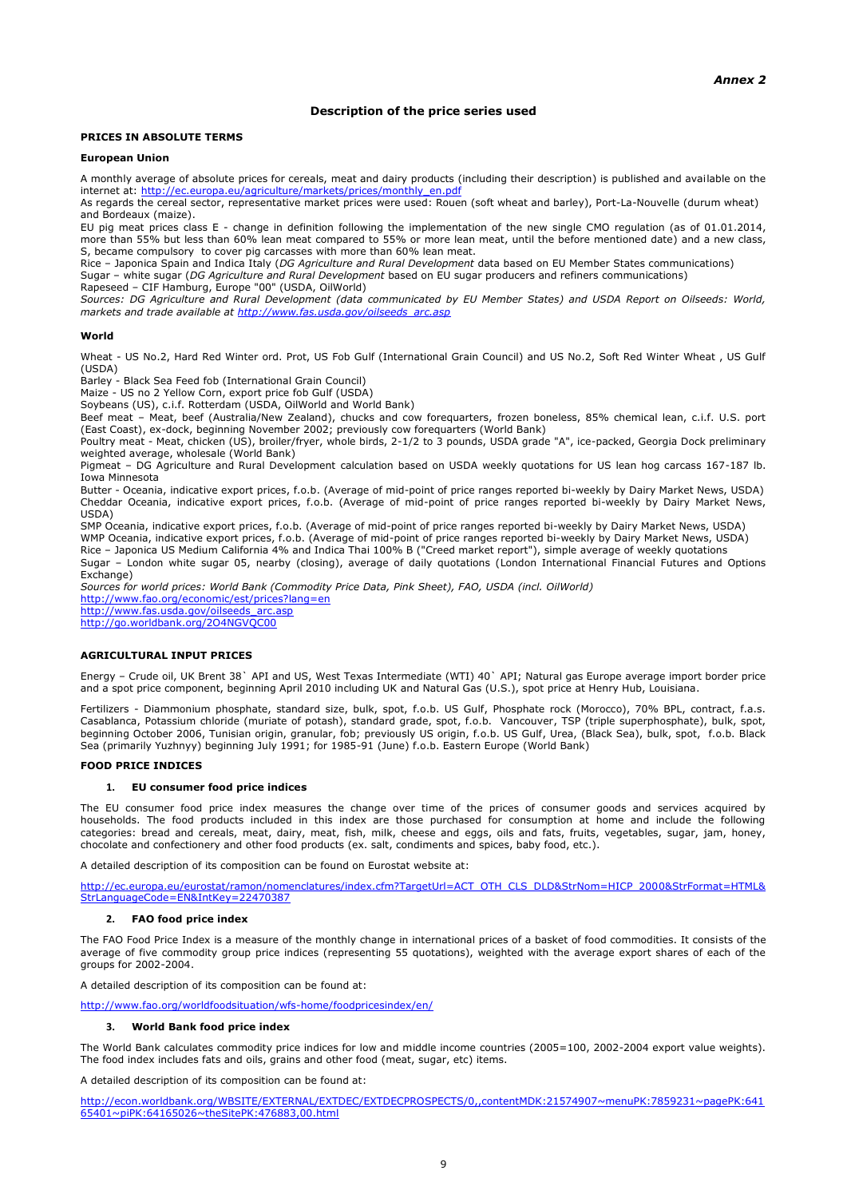*Annex 2*

## Description of the price series used

### PRICES IN ABSOLUTE TERMS

#### European Union

A monthly average of absolute prices for cereals, meat and dairy products (including their description) is published and available on the internet at: http://ec.europa.eu/agriculture/markets/prices/monthly_en.pdf

As regards the cereal sector, representative market prices were used: Rouen (soft wheat and barley), Port-La-Nouvelle (durum wheat) and Bordeaux (maize).

EU pig meat prices class E - change in definition following the implementation of the new single CMO regulation (as of 01.01.2014, more than 55% but less than 60% lean meat compared to 55% or more lean meat, until the before mentioned date) and a new class, S, became compulsory to cover pig carcasses with more than 60% lean meat.

Rice – Japonica Spain and Indica Italy (*DG Agriculture and Rural Development* data based on EU Member States communications)

Sugar – white sugar (*DG Agriculture and Rural Development* based on EU sugar producers and refiners communications)

Rapeseed – CIF Hamburg, Europe "00" (USDA, OilWorld)

*Sources: DG Agriculture and Rural Development (data communicated by EU Member States) and USDA Report on Oilseeds: World, markets and trade available at http://www.fas.usda.gov/oilseeds_arc.asp*

#### World

Wheat - US No.2, Hard Red Winter ord. Prot, US Fob Gulf (International Grain Council) and US No.2, Soft Red Winter Wheat , US Gulf (USDA)

Barley - Black Sea Feed fob (International Grain Council)

Maize - US no 2 Yellow Corn, export price fob Gulf (USDA)

Soybeans (US), c.i.f. Rotterdam (USDA, OilWorld and World Bank)

Beef meat – Meat, beef (Australia/New Zealand), chucks and cow forequarters, frozen boneless, 85% chemical lean, c.i.f. U.S. port (East Coast), ex-dock, beginning November 2002; previously cow forequarters (World Bank)

Poultry meat - Meat, chicken (US), broiler/fryer, whole birds, 2-1/2 to 3 pounds, USDA grade "A", ice-packed, Georgia Dock preliminary weighted average, wholesale (World Bank)

Pigmeat – DG Agriculture and Rural Development calculation based on USDA weekly quotations for US lean hog carcass 167-187 lb. Iowa Minnesota

Butter - Oceania, indicative export prices, f.o.b. (Average of mid-point of price ranges reported bi-weekly by Dairy Market News, USDA)

Cheddar Oceania, indicative export prices, f.o.b. (Average of mid-point of price ranges reported bi-weekly by Dairy Market News, USDA)

SMP Oceania, indicative export prices, f.o.b. (Average of mid-point of price ranges reported bi-weekly by Dairy Market News, USDA)

WMP Oceania, indicative export prices, f.o.b. (Average of mid-point of price ranges reported bi-weekly by Dairy Market News, USDA)

Rice – Japonica US Medium California 4% and Indica Thai 100% B ("Creed market report"), simple average of weekly quotations

Sugar – London white sugar 05, nearby (closing), average of daily quotations (London International Financial Futures and Options Exchange)

*Sources for world prices: World Bank (Commodity Price Data, Pink Sheet), FAO, USDA (incl. OilWorld)*

http://www.fao.org/economic/est/prices?lang=en

http://www.fas.usda.gov/oilseeds_arc.asp

http://go.worldbank.org/2O4NGVQC00

### AGRICULTURAL INPUT PRICES

Energy – Crude oil, UK Brent 38` API and US, West Texas Intermediate (WTI) 40` API; Natural gas Europe average import border price and a spot price component, beginning April 2010 including UK and Natural Gas (U.S.), spot price at Henry Hub, Louisiana.

Fertilizers - Diammonium phosphate, standard size, bulk, spot, f.o.b. US Gulf, Phosphate rock (Morocco), 70% BPL, contract, f.a.s. Casablanca, Potassium chloride (muriate of potash), standard grade, spot, f.o.b. Vancouver, TSP (triple superphosphate), bulk, spot, beginning October 2006, Tunisian origin, granular, fob; previously US origin, f.o.b. US Gulf, Urea, (Black Sea), bulk, spot, f.o.b. Black Sea (primarily Yuzhnyy) beginning July 1991; for 1985-91 (June) f.o.b. Eastern Europe (World Bank)

### FOOD PRICE INDICES

#### 1. EU consumer food price indices

The EU consumer food price index measures the change over time of the prices of consumer goods and services acquired by households. The food products included in this index are those purchased for consumption at home and include the following categories: bread and cereals, meat, dairy, meat, fish, milk, cheese and eggs, oils and fats, fruits, vegetables, sugar, jam, honey, chocolate and confectionery and other food products (ex. salt, condiments and spices, baby food, etc.).

A detailed description of its composition can be found on Eurostat website at:

http://ec.europa.eu/eurostat/ramon/nomenclatures/index.cfm?TargetUrl=ACT_OTH_CLS_DLD&StrNom=HICP_2000&StrFormat=HTML&StrLanguageCode=EN&IntKey=22470387

#### 2. FAO food price index

The FAO Food Price Index is a measure of the monthly change in international prices of a basket of food commodities. It consists of the average of five commodity group price indices (representing 55 quotations), weighted with the average export shares of each of the groups for 2002-2004.

A detailed description of its composition can be found at:

http://www.fao.org/worldfoodsituation/wfs-home/foodpricesindex/en/

#### 3. World Bank food price index

The World Bank calculates commodity price indices for low and middle income countries (2005=100, 2002-2004 export value weights). The food index includes fats and oils, grains and other food (meat, sugar, etc) items.

A detailed description of its composition can be found at:

http://econ.worldbank.org/WBSITE/EXTERNAL/EXTDEC/EXTDECPROSPECTS/0,,contentMDK:21574907~menuPK:7859231~pagePK:64165401~piPK:64165026~theSitePK:476883,00.html